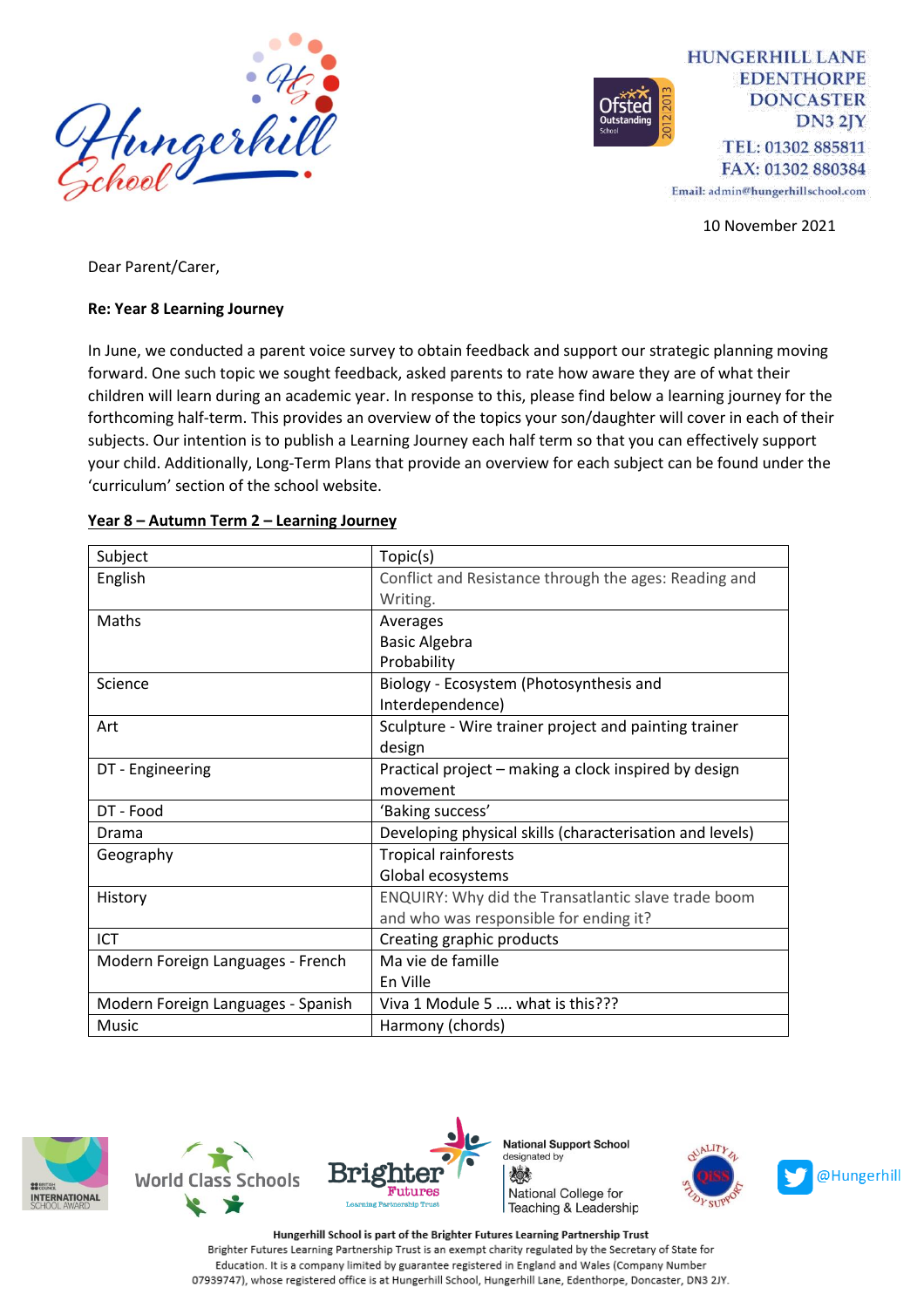HUNGERHILL LANE
EDENTHORPE
DONCASTER
DN3 2JY
TEL: 01302 885811
FAX: 01302 880384
Email: admin@hungerhillschool.com

10 November 2021

Dear Parent/Carer,

**Re: Year 8 Learning Journey**

In June, we conducted a parent voice survey to obtain feedback and support our strategic planning moving forward. One such topic we sought feedback, asked parents to rate how aware they are of what their children will learn during an academic year. In response to this, please find below a learning journey for the forthcoming half-term. This provides an overview of the topics your son/daughter will cover in each of their subjects. Our intention is to publish a Learning Journey each half term so that you can effectively support your child. Additionally, Long-Term Plans that provide an overview for each subject can be found under the 'curriculum' section of the school website.

**Year 8 – Autumn Term 2 – Learning Journey**

| Subject | Topic(s) |
|---|---|
| English | Conflict and Resistance through the ages: Reading and Writing. |
| Maths | Averages<br>Basic Algebra<br>Probability |
| Science | Biology - Ecosystem (Photosynthesis and Interdependence) |
| Art | Sculpture - Wire trainer project and painting trainer design |
| DT - Engineering | Practical project – making a clock inspired by design movement |
| DT - Food | 'Baking success' |
| Drama | Developing physical skills (characterisation and levels) |
| Geography | Tropical rainforests<br>Global ecosystems |
| History | ENQUIRY: Why did the Transatlantic slave trade boom and who was responsible for ending it? |
| ICT | Creating graphic products |
| Modern Foreign Languages - French | Ma vie de famille<br>En Ville |
| Modern Foreign Languages - Spanish | Viva 1 Module 5 …. what is this??? |
| Music | Harmony (chords) |

Hungerhill School is part of the Brighter Futures Learning Partnership Trust
Brighter Futures Learning Partnership Trust is an exempt charity regulated by the Secretary of State for Education. It is a company limited by guarantee registered in England and Wales (Company Number 07939747), whose registered office is at Hungerhill School, Hungerhill Lane, Edenthorpe, Doncaster, DN3 2JY.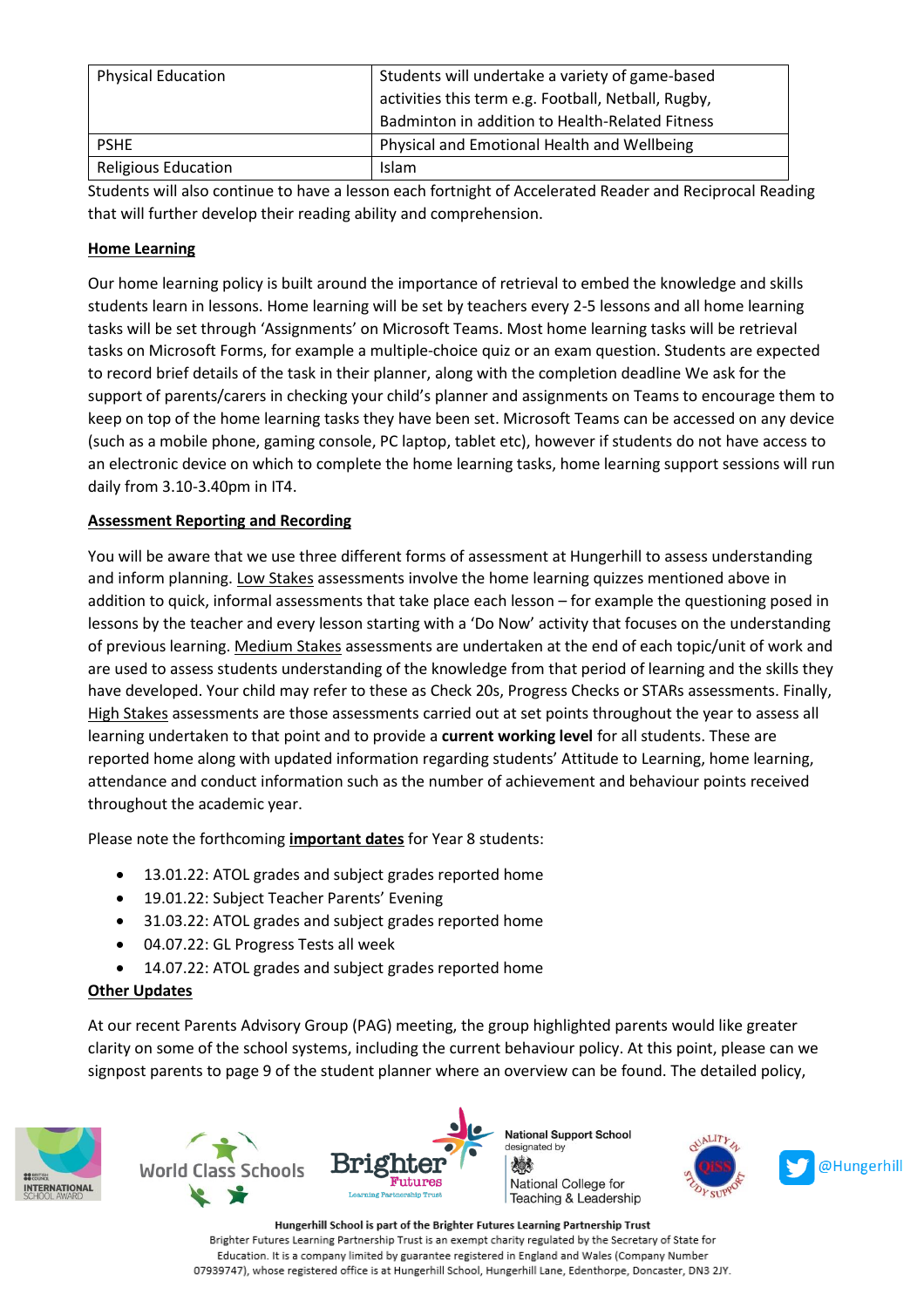| Physical Education | Students will undertake a variety of game-based activities this term e.g. Football, Netball, Rugby, Badminton in addition to Health-Related Fitness |
|---|---|
| PSHE | Physical and Emotional Health and Wellbeing |
| Religious Education | Islam |

Students will also continue to have a lesson each fortnight of Accelerated Reader and Reciprocal Reading that will further develop their reading ability and comprehension.

**Home Learning**

Our home learning policy is built around the importance of retrieval to embed the knowledge and skills students learn in lessons. Home learning will be set by teachers every 2-5 lessons and all home learning tasks will be set through 'Assignments' on Microsoft Teams. Most home learning tasks will be retrieval tasks on Microsoft Forms, for example a multiple-choice quiz or an exam question. Students are expected to record brief details of the task in their planner, along with the completion deadline We ask for the support of parents/carers in checking your child's planner and assignments on Teams to encourage them to keep on top of the home learning tasks they have been set. Microsoft Teams can be accessed on any device (such as a mobile phone, gaming console, PC laptop, tablet etc), however if students do not have access to an electronic device on which to complete the home learning tasks, home learning support sessions will run daily from 3.10-3.40pm in IT4.

**Assessment Reporting and Recording**

You will be aware that we use three different forms of assessment at Hungerhill to assess understanding and inform planning. Low Stakes assessments involve the home learning quizzes mentioned above in addition to quick, informal assessments that take place each lesson – for example the questioning posed in lessons by the teacher and every lesson starting with a 'Do Now' activity that focuses on the understanding of previous learning. Medium Stakes assessments are undertaken at the end of each topic/unit of work and are used to assess students understanding of the knowledge from that period of learning and the skills they have developed. Your child may refer to these as Check 20s, Progress Checks or STARs assessments. Finally, High Stakes assessments are those assessments carried out at set points throughout the year to assess all learning undertaken to that point and to provide a **current working level** for all students. These are reported home along with updated information regarding students' Attitude to Learning, home learning, attendance and conduct information such as the number of achievement and behaviour points received throughout the academic year.

Please note the forthcoming **important dates** for Year 8 students:

- 13.01.22: ATOL grades and subject grades reported home
- 19.01.22: Subject Teacher Parents' Evening
- 31.03.22: ATOL grades and subject grades reported home
- 04.07.22: GL Progress Tests all week
- 14.07.22: ATOL grades and subject grades reported home

**Other Updates**

At our recent Parents Advisory Group (PAG) meeting, the group highlighted parents would like greater clarity on some of the school systems, including the current behaviour policy. At this point, please can we signpost parents to page 9 of the student planner where an overview can be found. The detailed policy,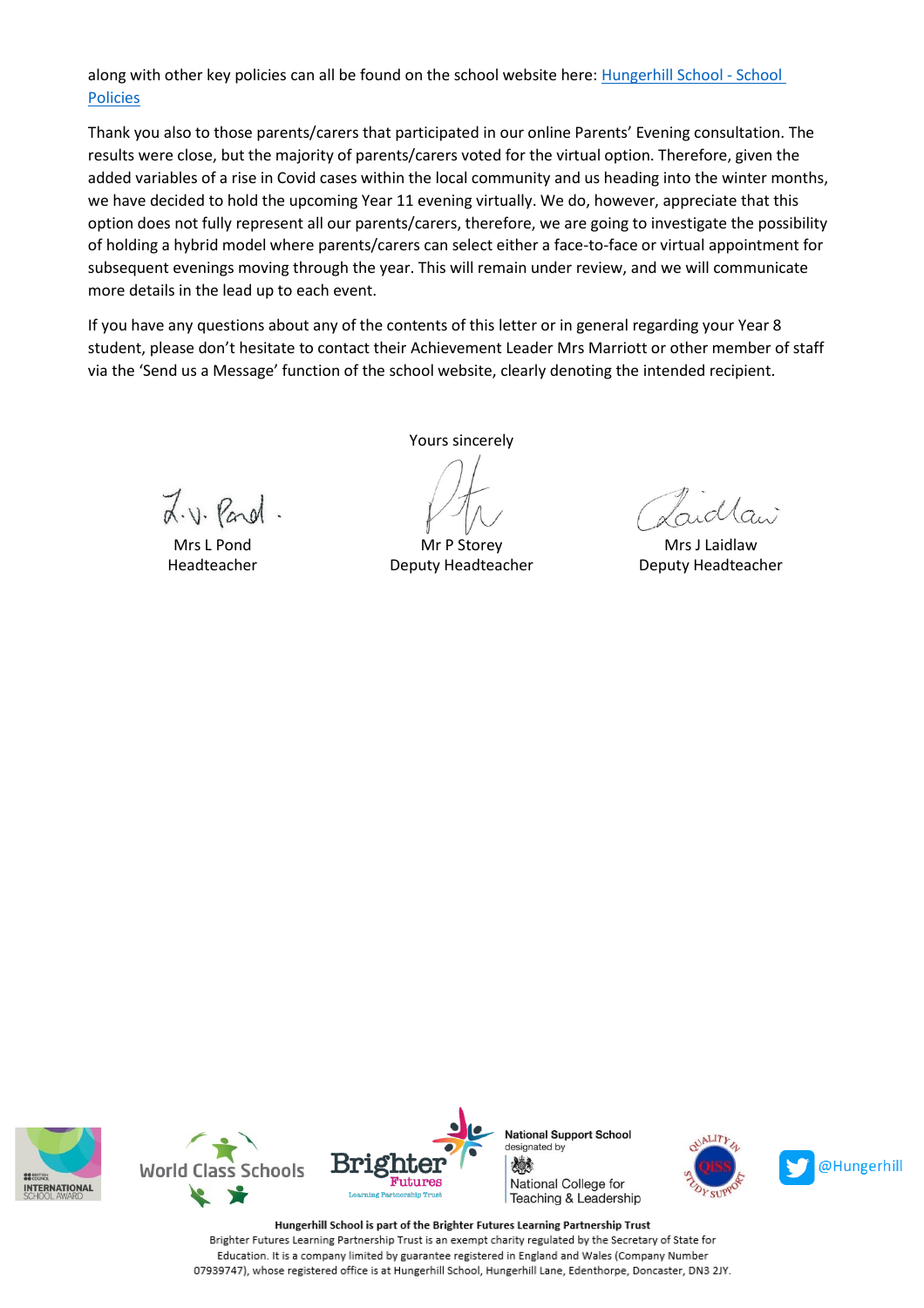along with other key policies can all be found on the school website here: [Hungerhill School - School Policies]

Thank you also to those parents/carers that participated in our online Parents' Evening consultation. The results were close, but the majority of parents/carers voted for the virtual option. Therefore, given the added variables of a rise in Covid cases within the local community and us heading into the winter months, we have decided to hold the upcoming Year 11 evening virtually. We do, however, appreciate that this option does not fully represent all our parents/carers, therefore, we are going to investigate the possibility of holding a hybrid model where parents/carers can select either a face-to-face or virtual appointment for subsequent evenings moving through the year. This will remain under review, and we will communicate more details in the lead up to each event.

If you have any questions about any of the contents of this letter or in general regarding your Year 8 student, please don't hesitate to contact their Achievement Leader Mrs Marriott or other member of staff via the 'Send us a Message' function of the school website, clearly denoting the intended recipient.

Yours sincerely

| Mrs L Pond | Mr P Storey | Mrs J Laidlaw |
|---|---|---|
| Headteacher | Deputy Headteacher | Deputy Headteacher |

Hungerhill School is part of the Brighter Futures Learning Partnership Trust

Brighter Futures Learning Partnership Trust is an exempt charity regulated by the Secretary of State for Education. It is a company limited by guarantee registered in England and Wales (Company Number 07939747), whose registered office is at Hungerhill School, Hungerhill Lane, Edenthorpe, Doncaster, DN3 2JY.